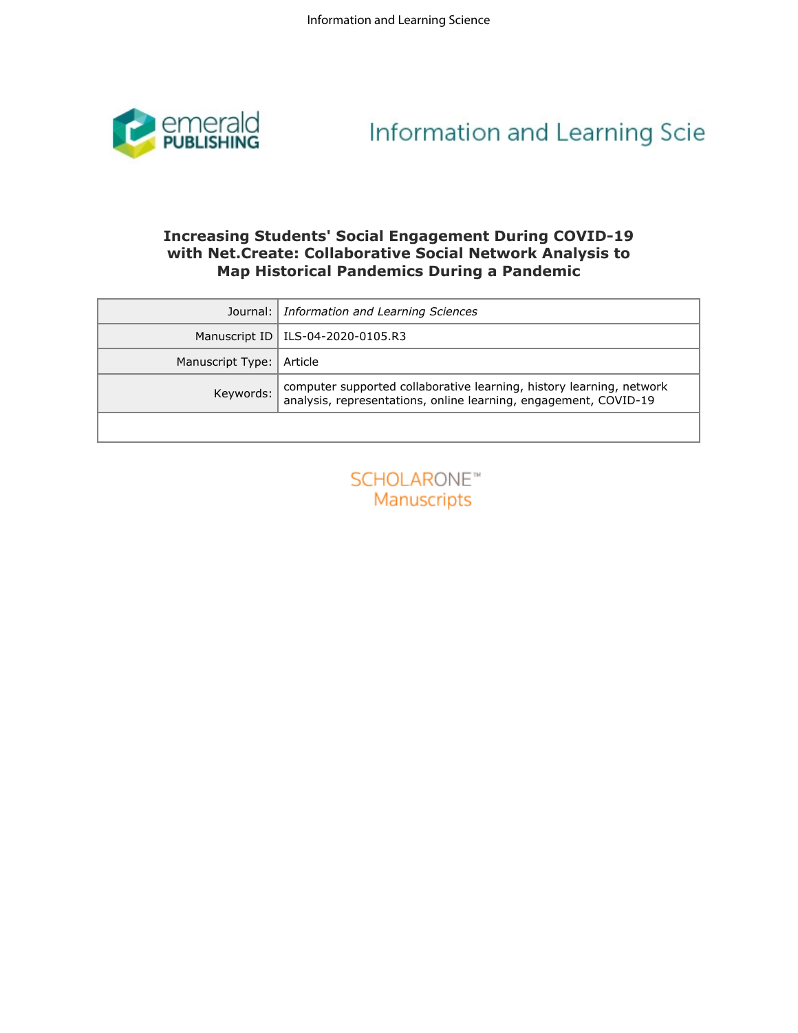# Increasing Students' Social Engagement During COVID-19 with Net.Create: Collaborative Social Network Analysis to Map Historical Pandemics During a Pandemic

| | |
|---|---|
| Journal: | *Information and Learning Sciences* |
| Manuscript ID | ILS-04-2020-0105.R3 |
| Manuscript Type: | Article |
| Keywords: | computer supported collaborative learning, history learning, network analysis, representations, online learning, engagement, COVID-19 |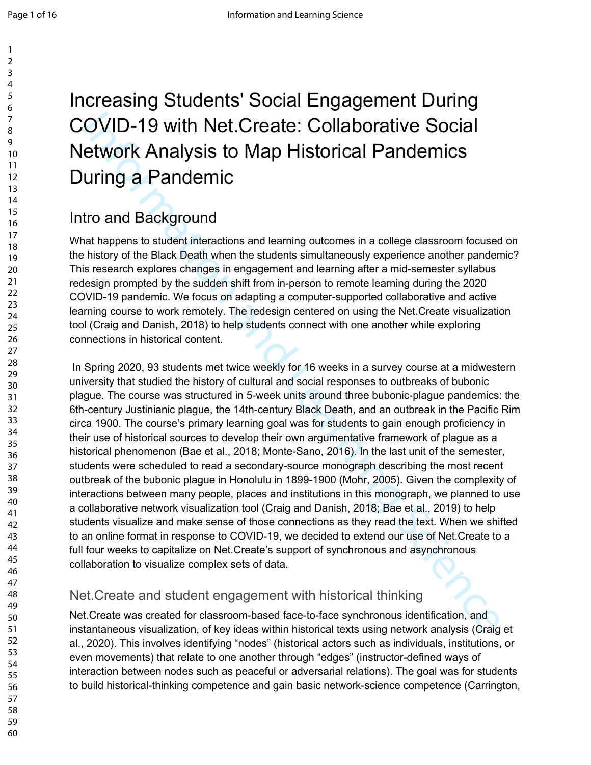# Increasing Students' Social Engagement During COVID-19 with Net.Create: Collaborative Social Network Analysis to Map Historical Pandemics During a Pandemic

## Intro and Background

What happens to student interactions and learning outcomes in a college classroom focused on the history of the Black Death when the students simultaneously experience another pandemic? This research explores changes in engagement and learning after a mid-semester syllabus redesign prompted by the sudden shift from in-person to remote learning during the 2020 COVID-19 pandemic. We focus on adapting a computer-supported collaborative and active learning course to work remotely. The redesign centered on using the Net.Create visualization tool (Craig and Danish, 2018) to help students connect with one another while exploring connections in historical content.

In Spring 2020, 93 students met twice weekly for 16 weeks in a survey course at a midwestern university that studied the history of cultural and social responses to outbreaks of bubonic plague. The course was structured in 5-week units around three bubonic-plague pandemics: the 6th-century Justinianic plague, the 14th-century Black Death, and an outbreak in the Pacific Rim circa 1900. The course's primary learning goal was for students to gain enough proficiency in their use of historical sources to develop their own argumentative framework of plague as a historical phenomenon (Bae et al., 2018; Monte-Sano, 2016). In the last unit of the semester, students were scheduled to read a secondary-source monograph describing the most recent outbreak of the bubonic plague in Honolulu in 1899-1900 (Mohr, 2005). Given the complexity of interactions between many people, places and institutions in this monograph, we planned to use a collaborative network visualization tool (Craig and Danish, 2018; Bae et al., 2019) to help students visualize and make sense of those connections as they read the text. When we shifted to an online format in response to COVID-19, we decided to extend our use of Net.Create to a full four weeks to capitalize on Net.Create's support of synchronous and asynchronous collaboration to visualize complex sets of data.

### Net.Create and student engagement with historical thinking

Net.Create was created for classroom-based face-to-face synchronous identification, and instantaneous visualization, of key ideas within historical texts using network analysis (Craig et al., 2020). This involves identifying "nodes" (historical actors such as individuals, institutions, or even movements) that relate to one another through "edges" (instructor-defined ways of interaction between nodes such as peaceful or adversarial relations). The goal was for students to build historical-thinking competence and gain basic network-science competence (Carrington,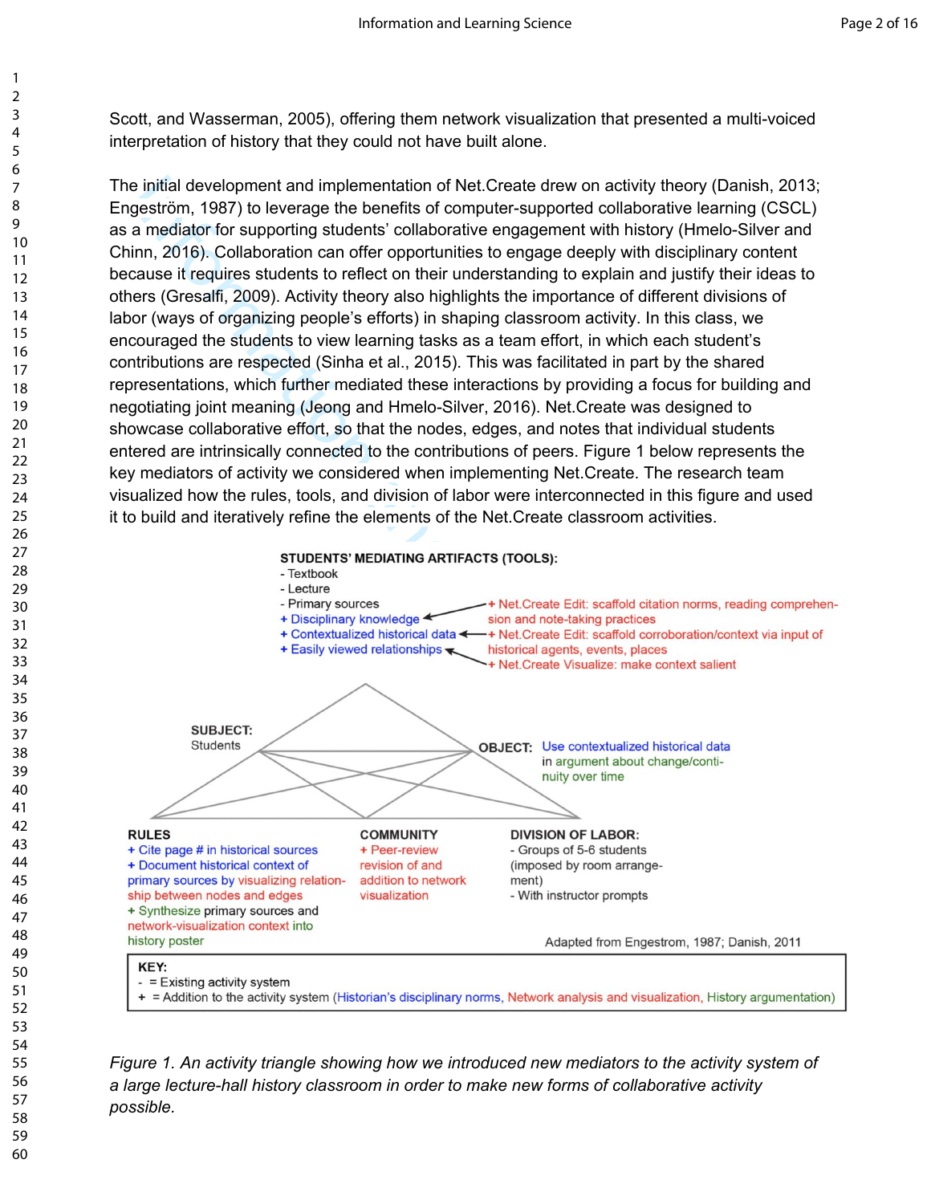Scott, and Wasserman, 2005), offering them network visualization that presented a multi-voiced interpretation of history that they could not have built alone.

The initial development and implementation of Net.Create drew on activity theory (Danish, 2013; Engeström, 1987) to leverage the benefits of computer-supported collaborative learning (CSCL) as a mediator for supporting students' collaborative engagement with history (Hmelo-Silver and Chinn, 2016). Collaboration can offer opportunities to engage deeply with disciplinary content because it requires students to reflect on their understanding to explain and justify their ideas to others (Gresalfi, 2009). Activity theory also highlights the importance of different divisions of labor (ways of organizing people's efforts) in shaping classroom activity. In this class, we encouraged the students to view learning tasks as a team effort, in which each student's contributions are respected (Sinha et al., 2015). This was facilitated in part by the shared representations, which further mediated these interactions by providing a focus for building and negotiating joint meaning (Jeong and Hmelo-Silver, 2016). Net.Create was designed to showcase collaborative effort, so that the nodes, edges, and notes that individual students entered are intrinsically connected to the contributions of peers. Figure 1 below represents the key mediators of activity we considered when implementing Net.Create. The research team visualized how the rules, tools, and division of labor were interconnected in this figure and used it to build and iteratively refine the elements of the Net.Create classroom activities.

**STUDENTS' MEDIATING ARTIFACTS (TOOLS):**
- Textbook
- Lecture
- Primary sources
+ Disciplinary knowledge ← + Net.Create Edit: scaffold citation norms, reading comprehension and note-taking practices
+ Contextualized historical data ← + Net.Create Edit: scaffold corroboration/context via input of historical agents, events, places
+ Easily viewed relationships ← + Net.Create Visualize: make context salient

**SUBJECT:** Students

**OBJECT:** Use contextualized historical data in argument about change/continuity over time

**RULES**
+ Cite page # in historical sources
+ Document historical context of primary sources by visualizing relationship between nodes and edges
+ Synthesize primary sources and network-visualization context into history poster

**COMMUNITY**
+ Peer-review revision of and addition to network visualization

**DIVISION OF LABOR:**
- Groups of 5-6 students (imposed by room arrangement)
- With instructor prompts

Adapted from Engestrom, 1987; Danish, 2011

**KEY:**
- = Existing activity system
+ = Addition to the activity system (Historian's disciplinary norms, Network analysis and visualization, History argumentation)

*Figure 1. An activity triangle showing how we introduced new mediators to the activity system of a large lecture-hall history classroom in order to make new forms of collaborative activity possible.*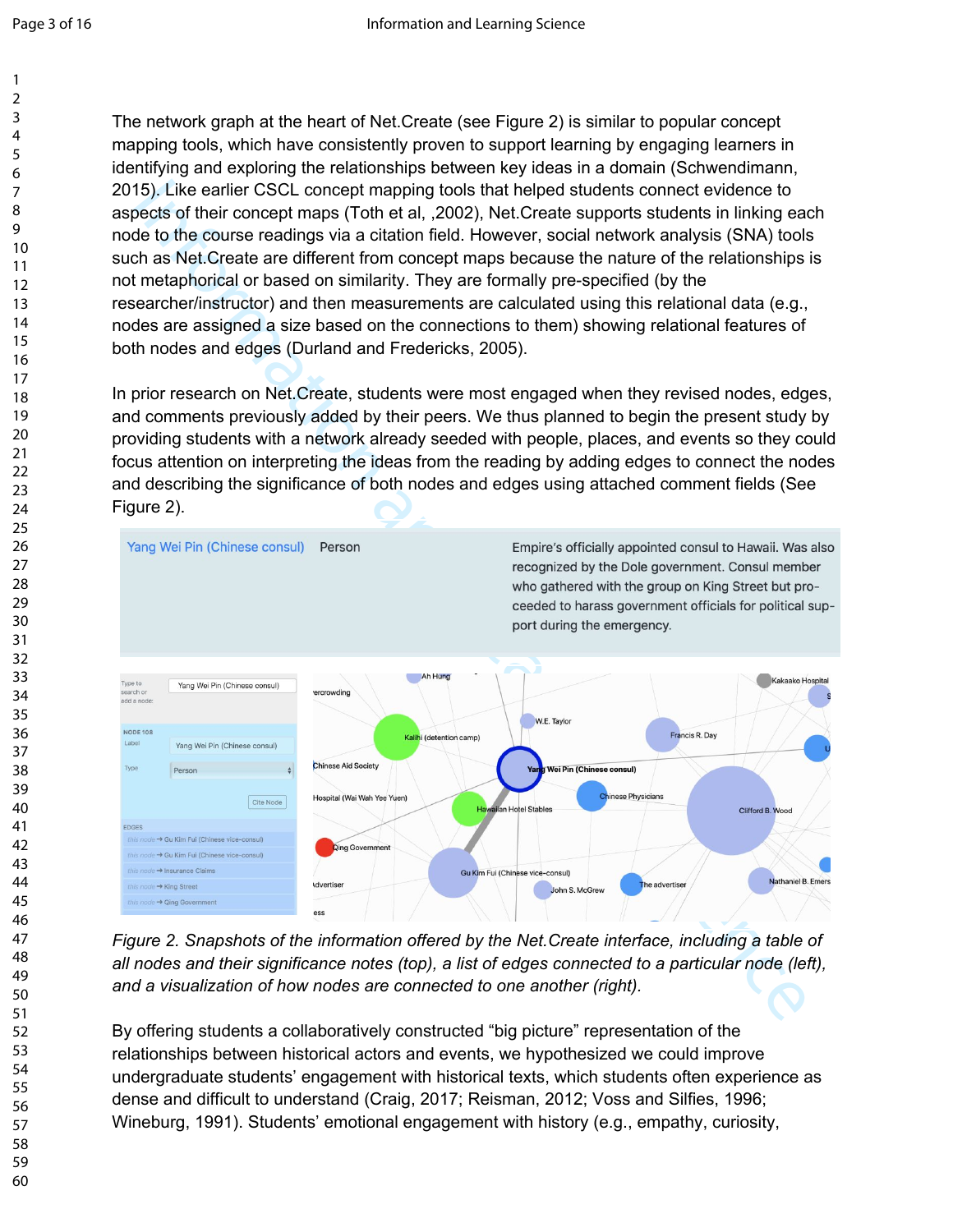The network graph at the heart of Net.Create (see Figure 2) is similar to popular concept mapping tools, which have consistently proven to support learning by engaging learners in identifying and exploring the relationships between key ideas in a domain (Schwendimann, 2015). Like earlier CSCL concept mapping tools that helped students connect evidence to aspects of their concept maps (Toth et al, ,2002), Net.Create supports students in linking each node to the course readings via a citation field. However, social network analysis (SNA) tools such as Net.Create are different from concept maps because the nature of the relationships is not metaphorical or based on similarity. They are formally pre-specified (by the researcher/instructor) and then measurements are calculated using this relational data (e.g., nodes are assigned a size based on the connections to them) showing relational features of both nodes and edges (Durland and Fredericks, 2005).

In prior research on Net.Create, students were most engaged when they revised nodes, edges, and comments previously added by their peers. We thus planned to begin the present study by providing students with a network already seeded with people, places, and events so they could focus attention on interpreting the ideas from the reading by adding edges to connect the nodes and describing the significance of both nodes and edges using attached comment fields (See Figure 2).

*Figure 2. Snapshots of the information offered by the Net.Create interface, including a table of all nodes and their significance notes (top), a list of edges connected to a particular node (left), and a visualization of how nodes are connected to one another (right).*

By offering students a collaboratively constructed "big picture" representation of the relationships between historical actors and events, we hypothesized we could improve undergraduate students' engagement with historical texts, which students often experience as dense and difficult to understand (Craig, 2017; Reisman, 2012; Voss and Silfies, 1996; Wineburg, 1991). Students' emotional engagement with history (e.g., empathy, curiosity,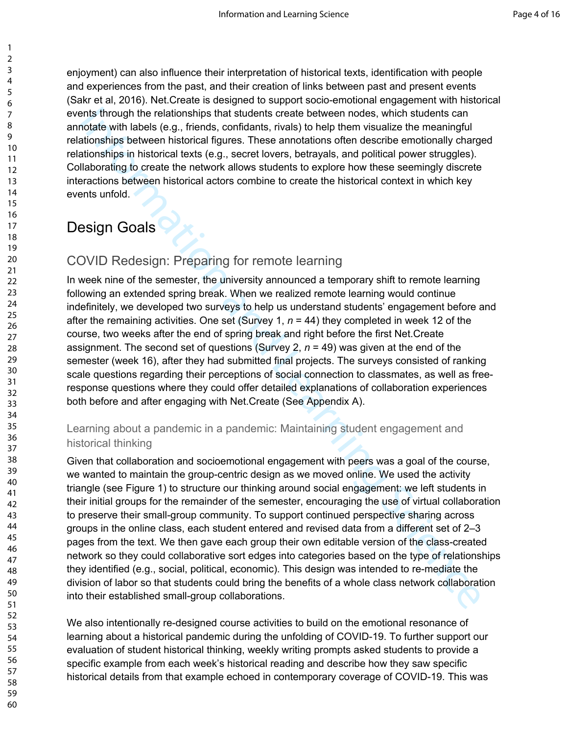enjoyment) can also influence their interpretation of historical texts, identification with people and experiences from the past, and their creation of links between past and present events (Sakr et al, 2016). Net.Create is designed to support socio-emotional engagement with historical events through the relationships that students create between nodes, which students can annotate with labels (e.g., friends, confidants, rivals) to help them visualize the meaningful relationships between historical figures. These annotations often describe emotionally charged relationships in historical texts (e.g., secret lovers, betrayals, and political power struggles). Collaborating to create the network allows students to explore how these seemingly discrete interactions between historical actors combine to create the historical context in which key events unfold.

# Design Goals

## COVID Redesign: Preparing for remote learning

In week nine of the semester, the university announced a temporary shift to remote learning following an extended spring break. When we realized remote learning would continue indefinitely, we developed two surveys to help us understand students' engagement before and after the remaining activities. One set (Survey 1, *n* = 44) they completed in week 12 of the course, two weeks after the end of spring break and right before the first Net.Create assignment. The second set of questions (Survey 2, *n* = 49) was given at the end of the semester (week 16), after they had submitted final projects. The surveys consisted of ranking scale questions regarding their perceptions of social connection to classmates, as well as free-response questions where they could offer detailed explanations of collaboration experiences both before and after engaging with Net.Create (See Appendix A).

### Learning about a pandemic in a pandemic: Maintaining student engagement and historical thinking

Given that collaboration and socioemotional engagement with peers was a goal of the course, we wanted to maintain the group-centric design as we moved online. We used the activity triangle (see Figure 1) to structure our thinking around social engagement: we left students in their initial groups for the remainder of the semester, encouraging the use of virtual collaboration to preserve their small-group community. To support continued perspective sharing across groups in the online class, each student entered and revised data from a different set of 2–3 pages from the text. We then gave each group their own editable version of the class-created network so they could collaborative sort edges into categories based on the type of relationships they identified (e.g., social, political, economic). This design was intended to re-mediate the division of labor so that students could bring the benefits of a whole class network collaboration into their established small-group collaborations.

We also intentionally re-designed course activities to build on the emotional resonance of learning about a historical pandemic during the unfolding of COVID-19. To further support our evaluation of student historical thinking, weekly writing prompts asked students to provide a specific example from each week's historical reading and describe how they saw specific historical details from that example echoed in contemporary coverage of COVID-19. This was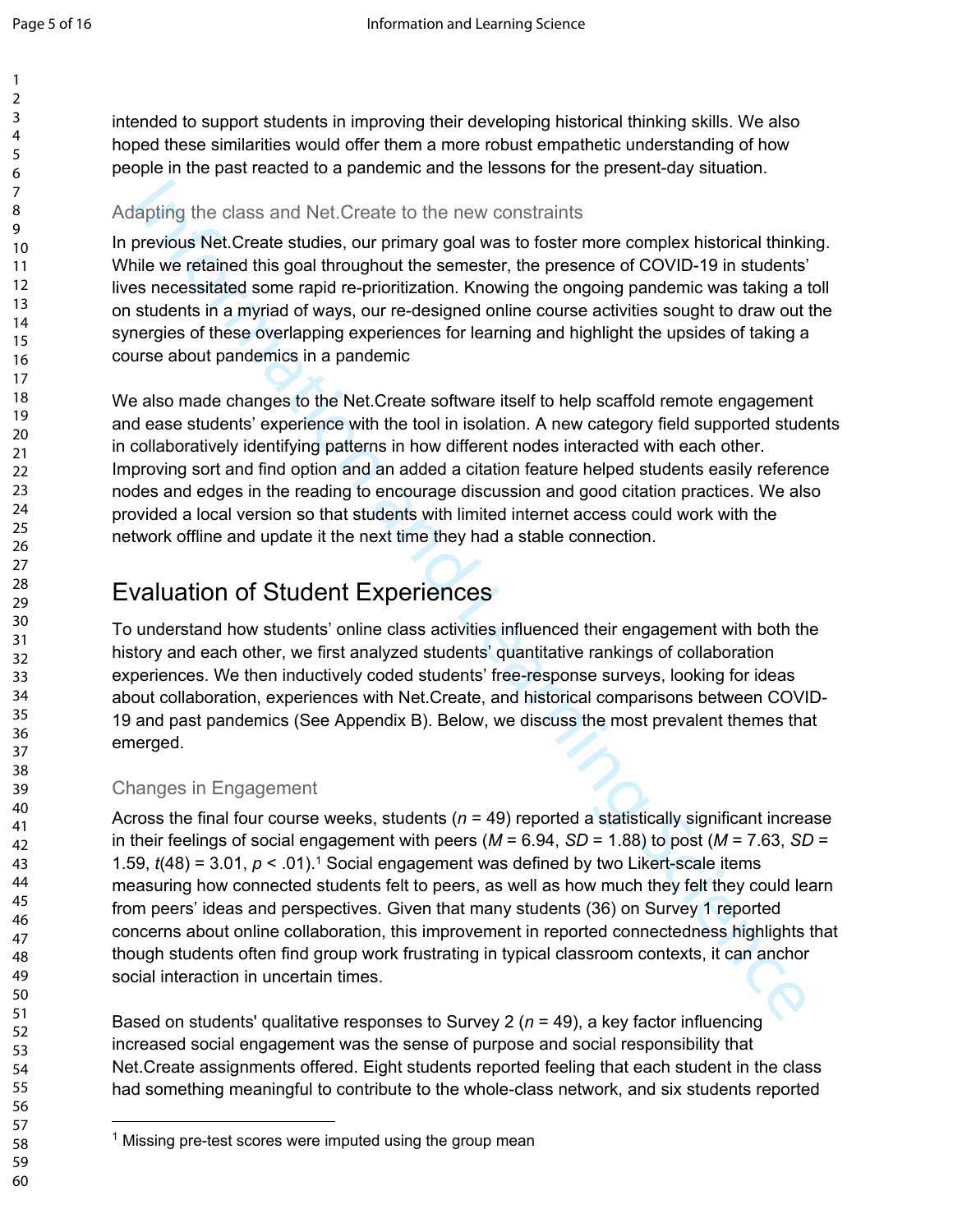intended to support students in improving their developing historical thinking skills. We also hoped these similarities would offer them a more robust empathetic understanding of how people in the past reacted to a pandemic and the lessons for the present-day situation.

### Adapting the class and Net.Create to the new constraints

In previous Net.Create studies, our primary goal was to foster more complex historical thinking. While we retained this goal throughout the semester, the presence of COVID-19 in students' lives necessitated some rapid re-prioritization. Knowing the ongoing pandemic was taking a toll on students in a myriad of ways, our re-designed online course activities sought to draw out the synergies of these overlapping experiences for learning and highlight the upsides of taking a course about pandemics in a pandemic

We also made changes to the Net.Create software itself to help scaffold remote engagement and ease students' experience with the tool in isolation. A new category field supported students in collaboratively identifying patterns in how different nodes interacted with each other. Improving sort and find option and an added a citation feature helped students easily reference nodes and edges in the reading to encourage discussion and good citation practices. We also provided a local version so that students with limited internet access could work with the network offline and update it the next time they had a stable connection.

## Evaluation of Student Experiences

To understand how students' online class activities influenced their engagement with both the history and each other, we first analyzed students' quantitative rankings of collaboration experiences. We then inductively coded students' free-response surveys, looking for ideas about collaboration, experiences with Net.Create, and historical comparisons between COVID-19 and past pandemics (See Appendix B). Below, we discuss the most prevalent themes that emerged.

### Changes in Engagement

Across the final four course weeks, students ($n$ = 49) reported a statistically significant increase in their feelings of social engagement with peers ($M$ = 6.94, $SD$ = 1.88) to post ($M$ = 7.63, $SD$ = 1.59, $t(48)$ = 3.01, $p$ < .01).[1] Social engagement was defined by two Likert-scale items measuring how connected students felt to peers, as well as how much they felt they could learn from peers' ideas and perspectives. Given that many students (36) on Survey 1 reported concerns about online collaboration, this improvement in reported connectedness highlights that though students often find group work frustrating in typical classroom contexts, it can anchor social interaction in uncertain times.

Based on students' qualitative responses to Survey 2 ($n$ = 49), a key factor influencing increased social engagement was the sense of purpose and social responsibility that Net.Create assignments offered. Eight students reported feeling that each student in the class had something meaningful to contribute to the whole-class network, and six students reported

[1] Missing pre-test scores were imputed using the group mean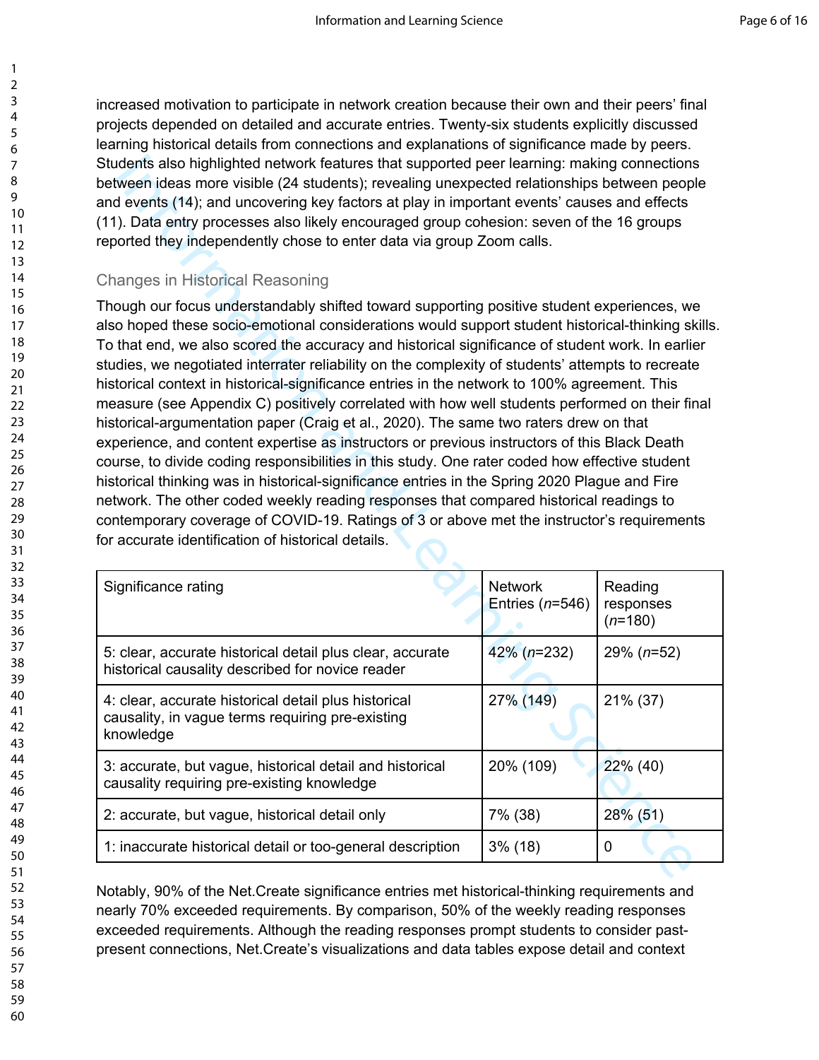increased motivation to participate in network creation because their own and their peers' final projects depended on detailed and accurate entries. Twenty-six students explicitly discussed learning historical details from connections and explanations of significance made by peers. Students also highlighted network features that supported peer learning: making connections between ideas more visible (24 students); revealing unexpected relationships between people and events (14); and uncovering key factors at play in important events' causes and effects (11). Data entry processes also likely encouraged group cohesion: seven of the 16 groups reported they independently chose to enter data via group Zoom calls.

## Changes in Historical Reasoning

Though our focus understandably shifted toward supporting positive student experiences, we also hoped these socio-emotional considerations would support student historical-thinking skills. To that end, we also scored the accuracy and historical significance of student work. In earlier studies, we negotiated interrater reliability on the complexity of students' attempts to recreate historical context in historical-significance entries in the network to 100% agreement. This measure (see Appendix C) positively correlated with how well students performed on their final historical-argumentation paper (Craig et al., 2020). The same two raters drew on that experience, and content expertise as instructors or previous instructors of this Black Death course, to divide coding responsibilities in this study. One rater coded how effective student historical thinking was in historical-significance entries in the Spring 2020 Plague and Fire network. The other coded weekly reading responses that compared historical readings to contemporary coverage of COVID-19. Ratings of 3 or above met the instructor's requirements for accurate identification of historical details.

| Significance rating | Network Entries (*n*=546) | Reading responses (*n*=180) |
|---|---|---|
| 5: clear, accurate historical detail plus clear, accurate historical causality described for novice reader | 42% (*n*=232) | 29% (*n*=52) |
| 4: clear, accurate historical detail plus historical causality, in vague terms requiring pre-existing knowledge | 27% (149) | 21% (37) |
| 3: accurate, but vague, historical detail and historical causality requiring pre-existing knowledge | 20% (109) | 22% (40) |
| 2: accurate, but vague, historical detail only | 7% (38) | 28% (51) |
| 1: inaccurate historical detail or too-general description | 3% (18) | 0 |

Notably, 90% of the Net.Create significance entries met historical-thinking requirements and nearly 70% exceeded requirements. By comparison, 50% of the weekly reading responses exceeded requirements. Although the reading responses prompt students to consider past-present connections, Net.Create's visualizations and data tables expose detail and context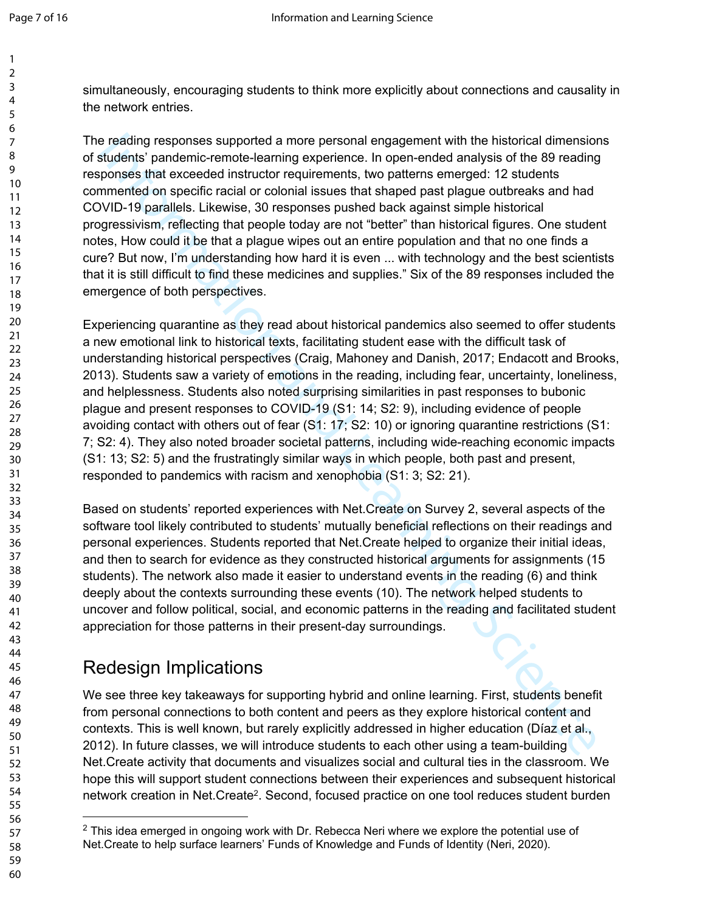simultaneously, encouraging students to think more explicitly about connections and causality in the network entries.

The reading responses supported a more personal engagement with the historical dimensions of students' pandemic-remote-learning experience. In open-ended analysis of the 89 reading responses that exceeded instructor requirements, two patterns emerged: 12 students commented on specific racial or colonial issues that shaped past plague outbreaks and had COVID-19 parallels. Likewise, 30 responses pushed back against simple historical progressivism, reflecting that people today are not "better" than historical figures. One student notes, How could it be that a plague wipes out an entire population and that no one finds a cure? But now, I'm understanding how hard it is even ... with technology and the best scientists that it is still difficult to find these medicines and supplies." Six of the 89 responses included the emergence of both perspectives.

Experiencing quarantine as they read about historical pandemics also seemed to offer students a new emotional link to historical texts, facilitating student ease with the difficult task of understanding historical perspectives (Craig, Mahoney and Danish, 2017; Endacott and Brooks, 2013). Students saw a variety of emotions in the reading, including fear, uncertainty, loneliness, and helplessness. Students also noted surprising similarities in past responses to bubonic plague and present responses to COVID-19 (S1: 14; S2: 9), including evidence of people avoiding contact with others out of fear (S1: 17; S2: 10) or ignoring quarantine restrictions (S1: 7; S2: 4). They also noted broader societal patterns, including wide-reaching economic impacts (S1: 13; S2: 5) and the frustratingly similar ways in which people, both past and present, responded to pandemics with racism and xenophobia (S1: 3; S2: 21).

Based on students' reported experiences with Net.Create on Survey 2, several aspects of the software tool likely contributed to students' mutually beneficial reflections on their readings and personal experiences. Students reported that Net.Create helped to organize their initial ideas, and then to search for evidence as they constructed historical arguments for assignments (15 students). The network also made it easier to understand events in the reading (6) and think deeply about the contexts surrounding these events (10). The network helped students to uncover and follow political, social, and economic patterns in the reading and facilitated student appreciation for those patterns in their present-day surroundings.

## Redesign Implications

We see three key takeaways for supporting hybrid and online learning. First, students benefit from personal connections to both content and peers as they explore historical content and contexts. This is well known, but rarely explicitly addressed in higher education (Díaz et al., 2012). In future classes, we will introduce students to each other using a team-building Net.Create activity that documents and visualizes social and cultural ties in the classroom. We hope this will support student connections between their experiences and subsequent historical network creation in Net.Create[2]. Second, focused practice on one tool reduces student burden

[2] This idea emerged in ongoing work with Dr. Rebecca Neri where we explore the potential use of Net.Create to help surface learners' Funds of Knowledge and Funds of Identity (Neri, 2020).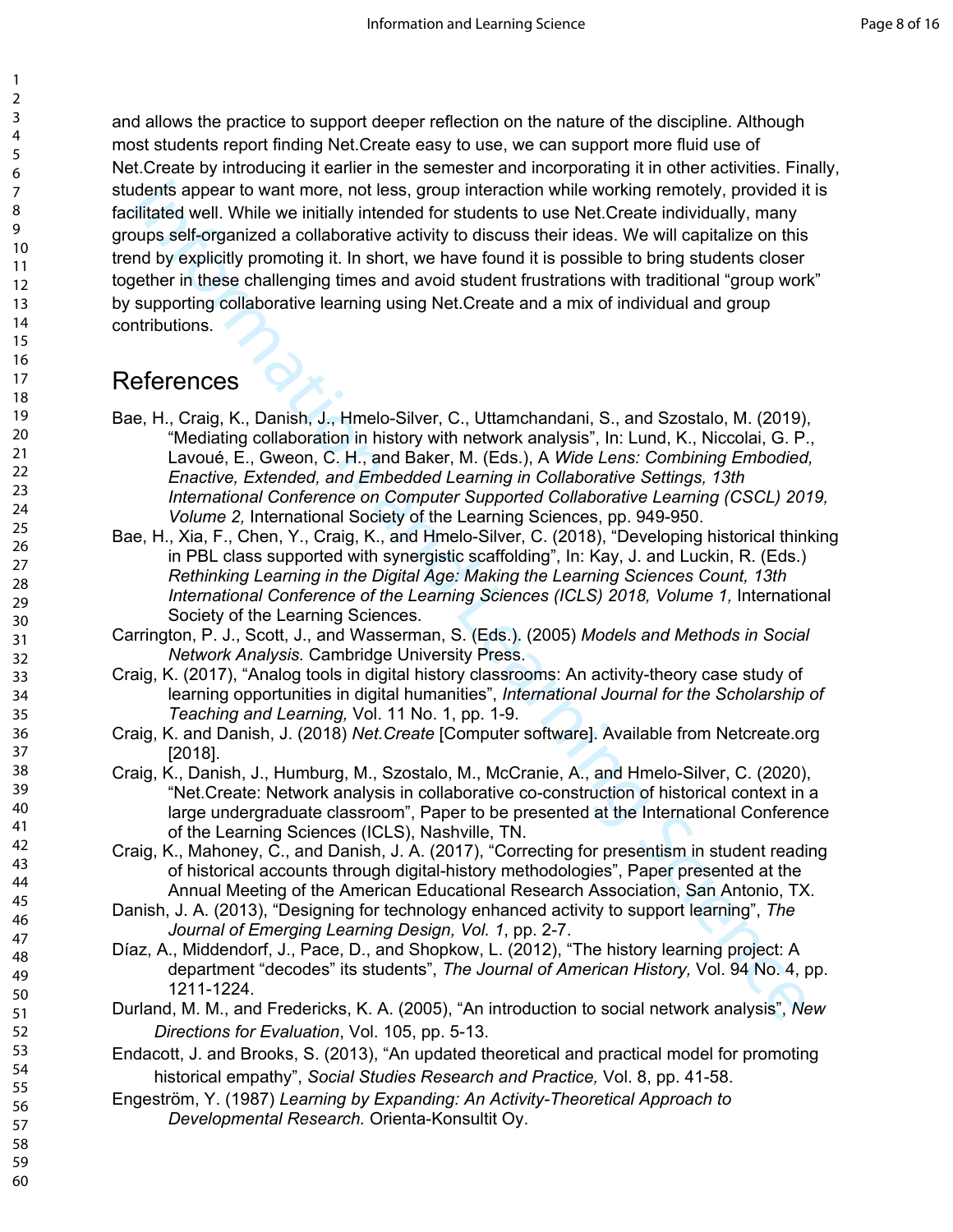and allows the practice to support deeper reflection on the nature of the discipline. Although most students report finding Net.Create easy to use, we can support more fluid use of Net.Create by introducing it earlier in the semester and incorporating it in other activities. Finally, students appear to want more, not less, group interaction while working remotely, provided it is facilitated well. While we initially intended for students to use Net.Create individually, many groups self-organized a collaborative activity to discuss their ideas. We will capitalize on this trend by explicitly promoting it. In short, we have found it is possible to bring students closer together in these challenging times and avoid student frustrations with traditional "group work" by supporting collaborative learning using Net.Create and a mix of individual and group contributions.

# References

Bae, H., Craig, K., Danish, J., Hmelo-Silver, C., Uttamchandani, S., and Szostalo, M. (2019), "Mediating collaboration in history with network analysis", In: Lund, K., Niccolai, G. P., Lavoué, E., Gweon, C. H., and Baker, M. (Eds.), A *Wide Lens: Combining Embodied, Enactive, Extended, and Embedded Learning in Collaborative Settings, 13th International Conference on Computer Supported Collaborative Learning (CSCL) 2019, Volume 2,* International Society of the Learning Sciences, pp. 949-950.

Bae, H., Xia, F., Chen, Y., Craig, K., and Hmelo-Silver, C. (2018), "Developing historical thinking in PBL class supported with synergistic scaffolding", In: Kay, J. and Luckin, R. (Eds.) *Rethinking Learning in the Digital Age: Making the Learning Sciences Count, 13th International Conference of the Learning Sciences (ICLS) 2018, Volume 1,* International Society of the Learning Sciences.

Carrington, P. J., Scott, J., and Wasserman, S. (Eds.). (2005) *Models and Methods in Social Network Analysis.* Cambridge University Press.

Craig, K. (2017), "Analog tools in digital history classrooms: An activity-theory case study of learning opportunities in digital humanities", *International Journal for the Scholarship of Teaching and Learning,* Vol. 11 No. 1, pp. 1-9.

Craig, K. and Danish, J. (2018) *Net.Create* [Computer software]. Available from Netcreate.org [2018].

Craig, K., Danish, J., Humburg, M., Szostalo, M., McCranie, A., and Hmelo-Silver, C. (2020), "Net.Create: Network analysis in collaborative co-construction of historical context in a large undergraduate classroom", Paper to be presented at the International Conference of the Learning Sciences (ICLS), Nashville, TN.

Craig, K., Mahoney, C., and Danish, J. A. (2017), "Correcting for presentism in student reading of historical accounts through digital-history methodologies", Paper presented at the Annual Meeting of the American Educational Research Association, San Antonio, TX.

Danish, J. A. (2013), "Designing for technology enhanced activity to support learning", *The Journal of Emerging Learning Design, Vol. 1*, pp. 2-7.

Díaz, A., Middendorf, J., Pace, D., and Shopkow, L. (2012), "The history learning project: A department "decodes" its students", *The Journal of American History,* Vol. 94 No. 4, pp. 1211-1224.

Durland, M. M., and Fredericks, K. A. (2005), "An introduction to social network analysis", *New Directions for Evaluation*, Vol. 105, pp. 5-13.

Endacott, J. and Brooks, S. (2013), "An updated theoretical and practical model for promoting historical empathy", *Social Studies Research and Practice,* Vol. 8, pp. 41-58.

Engeström, Y. (1987) *Learning by Expanding: An Activity-Theoretical Approach to Developmental Research.* Orienta-Konsultit Oy.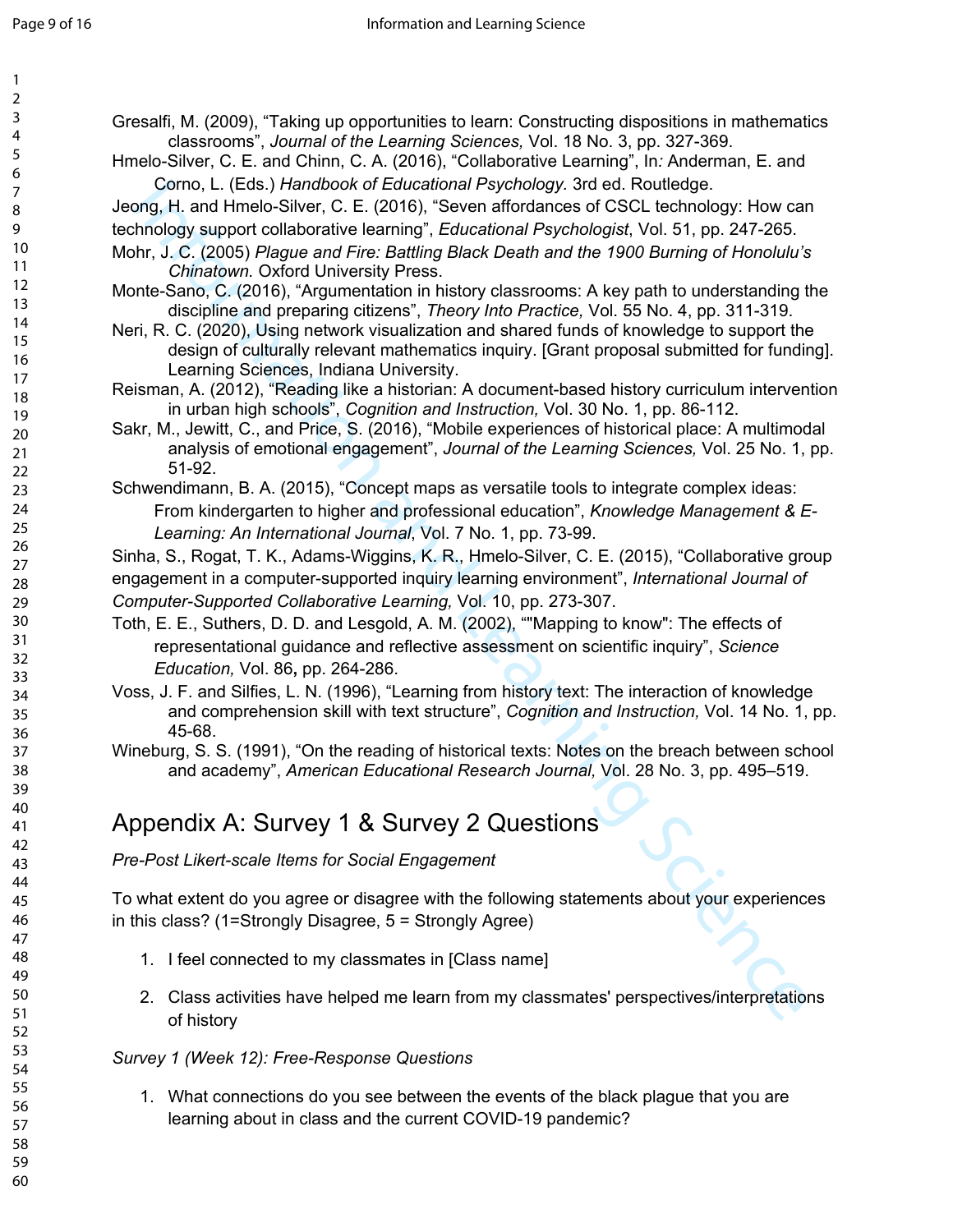Gresalfi, M. (2009), “Taking up opportunities to learn: Constructing dispositions in mathematics classrooms”, *Journal of the Learning Sciences,* Vol. 18 No. 3, pp. 327-369.

Hmelo-Silver, C. E. and Chinn, C. A. (2016), “Collaborative Learning”, In*:* Anderman, E. and Corno, L. (Eds.) *Handbook of Educational Psychology.* 3rd ed. Routledge.

Jeong, H. and Hmelo-Silver, C. E. (2016), “Seven affordances of CSCL technology: How can technology support collaborative learning”, *Educational Psychologist*, Vol. 51, pp. 247-265.

Mohr, J. C. (2005) *Plague and Fire: Battling Black Death and the 1900 Burning of Honolulu’s Chinatown.* Oxford University Press.

Monte-Sano, C. (2016), “Argumentation in history classrooms: A key path to understanding the discipline and preparing citizens”, *Theory Into Practice,* Vol. 55 No. 4, pp. 311-319.

Neri, R. C. (2020), Using network visualization and shared funds of knowledge to support the design of culturally relevant mathematics inquiry. [Grant proposal submitted for funding]. Learning Sciences, Indiana University.

Reisman, A. (2012), “Reading like a historian: A document-based history curriculum intervention in urban high schools”, *Cognition and Instruction,* Vol. 30 No. 1, pp. 86-112.

Sakr, M., Jewitt, C., and Price, S. (2016), “Mobile experiences of historical place: A multimodal analysis of emotional engagement”, *Journal of the Learning Sciences,* Vol. 25 No. 1, pp. 51-92.

Schwendimann, B. A. (2015), “Concept maps as versatile tools to integrate complex ideas: From kindergarten to higher and professional education”, *Knowledge Management & E-Learning: An International Journal*, Vol. 7 No. 1, pp. 73-99.

Sinha, S., Rogat, T. K., Adams-Wiggins, K. R., Hmelo-Silver, C. E. (2015), “Collaborative group engagement in a computer-supported inquiry learning environment”, *International Journal of Computer-Supported Collaborative Learning,* Vol. 10, pp. 273-307.

Toth, E. E., Suthers, D. D. and Lesgold, A. M. (2002), “"Mapping to know": The effects of representational guidance and reflective assessment on scientific inquiry”, *Science Education,* Vol. 86**,** pp. 264-286.

Voss, J. F. and Silfies, L. N. (1996), “Learning from history text: The interaction of knowledge and comprehension skill with text structure”, *Cognition and Instruction,* Vol. 14 No. 1, pp. 45-68.

Wineburg, S. S. (1991), “On the reading of historical texts: Notes on the breach between school and academy”, *American Educational Research Journal,* Vol. 28 No. 3, pp. 495–519.

# Appendix A: Survey 1 & Survey 2 Questions

*Pre-Post Likert-scale Items for Social Engagement*

To what extent do you agree or disagree with the following statements about your experiences in this class? (1=Strongly Disagree, 5 = Strongly Agree)

1. I feel connected to my classmates in [Class name]
2. Class activities have helped me learn from my classmates' perspectives/interpretations of history

*Survey 1 (Week 12): Free-Response Questions*

1. What connections do you see between the events of the black plague that you are learning about in class and the current COVID-19 pandemic?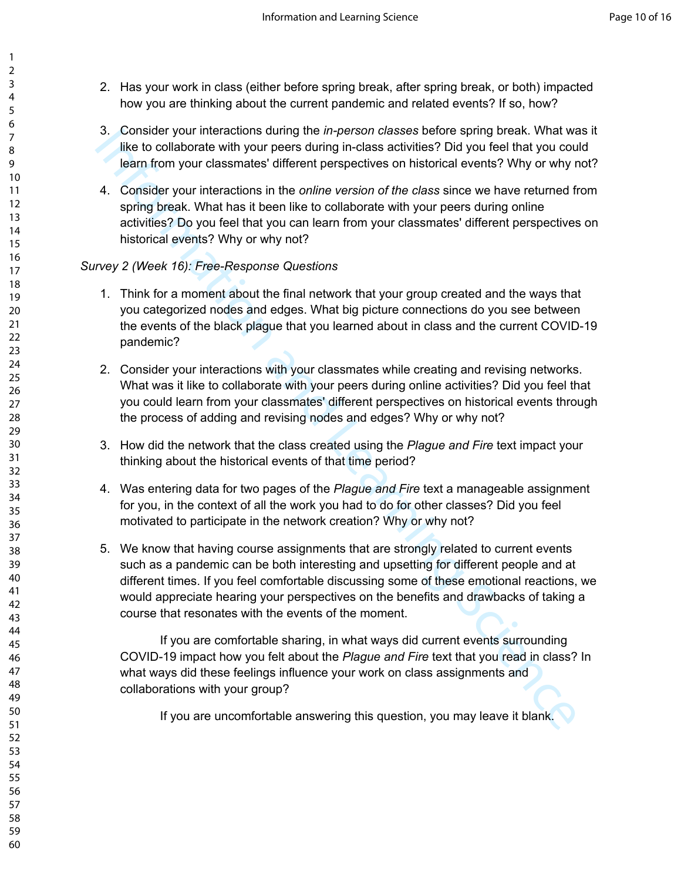2. Has your work in class (either before spring break, after spring break, or both) impacted how you are thinking about the current pandemic and related events? If so, how?

3. Consider your interactions during the *in-person classes* before spring break. What was it like to collaborate with your peers during in-class activities? Did you feel that you could learn from your classmates' different perspectives on historical events? Why or why not?

4. Consider your interactions in the *online version of the class* since we have returned from spring break. What has it been like to collaborate with your peers during online activities? Do you feel that you can learn from your classmates' different perspectives on historical events? Why or why not?

*Survey 2 (Week 16): Free-Response Questions*

1. Think for a moment about the final network that your group created and the ways that you categorized nodes and edges. What big picture connections do you see between the events of the black plague that you learned about in class and the current COVID-19 pandemic?

2. Consider your interactions with your classmates while creating and revising networks. What was it like to collaborate with your peers during online activities? Did you feel that you could learn from your classmates' different perspectives on historical events through the process of adding and revising nodes and edges? Why or why not?

3. How did the network that the class created using the *Plague and Fire* text impact your thinking about the historical events of that time period?

4. Was entering data for two pages of the *Plague and Fire* text a manageable assignment for you, in the context of all the work you had to do for other classes? Did you feel motivated to participate in the network creation? Why or why not?

5. We know that having course assignments that are strongly related to current events such as a pandemic can be both interesting and upsetting for different people and at different times. If you feel comfortable discussing some of these emotional reactions, we would appreciate hearing your perspectives on the benefits and drawbacks of taking a course that resonates with the events of the moment.

   If you are comfortable sharing, in what ways did current events surrounding COVID-19 impact how you felt about the *Plague and Fire* text that you read in class? In what ways did these feelings influence your work on class assignments and collaborations with your group?

   If you are uncomfortable answering this question, you may leave it blank.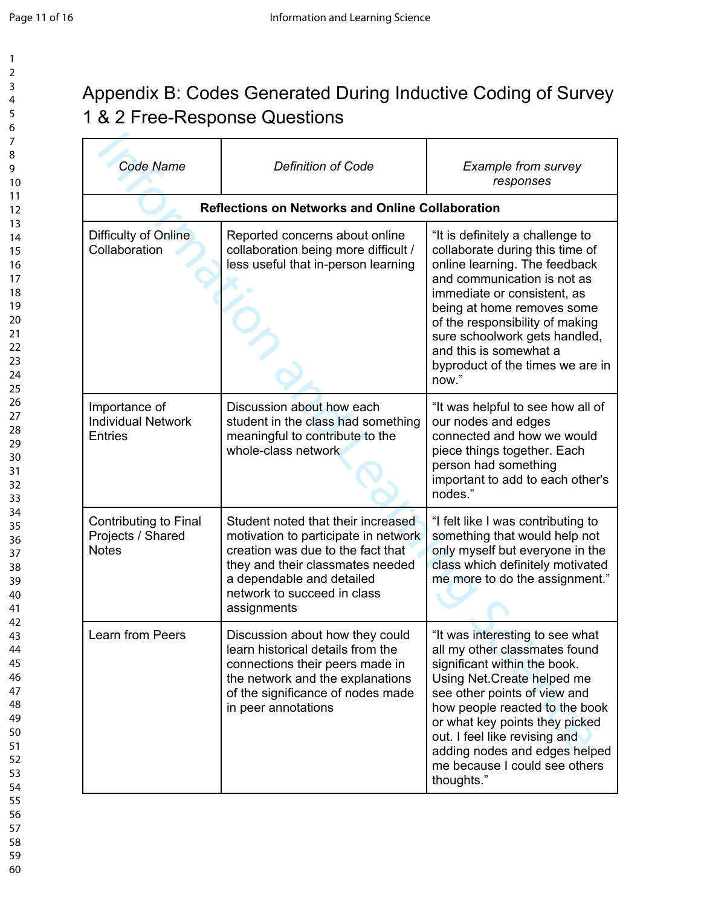# Appendix B: Codes Generated During Inductive Coding of Survey 1 & 2 Free-Response Questions

| *Code Name* | *Definition of Code* | *Example from survey responses* |
|---|---|---|
| **Reflections on Networks and Online Collaboration** | | |
| Difficulty of Online Collaboration | Reported concerns about online collaboration being more difficult / less useful that in-person learning | “It is definitely a challenge to collaborate during this time of online learning. The feedback and communication is not as immediate or consistent, as being at home removes some of the responsibility of making sure schoolwork gets handled, and this is somewhat a byproduct of the times we are in now.” |
| Importance of Individual Network Entries | Discussion about how each student in the class had something meaningful to contribute to the whole-class network | “It was helpful to see how all of our nodes and edges connected and how we would piece things together. Each person had something important to add to each other's nodes.” |
| Contributing to Final Projects / Shared Notes | Student noted that their increased motivation to participate in network creation was due to the fact that they and their classmates needed a dependable and detailed network to succeed in class assignments | “I felt like I was contributing to something that would help not only myself but everyone in the class which definitely motivated me more to do the assignment.” |
| Learn from Peers | Discussion about how they could learn historical details from the connections their peers made in the network and the explanations of the significance of nodes made in peer annotations | “It was interesting to see what all my other classmates found significant within the book. Using Net.Create helped me see other points of view and how people reacted to the book or what key points they picked out. I feel like revising and adding nodes and edges helped me because I could see others thoughts.” |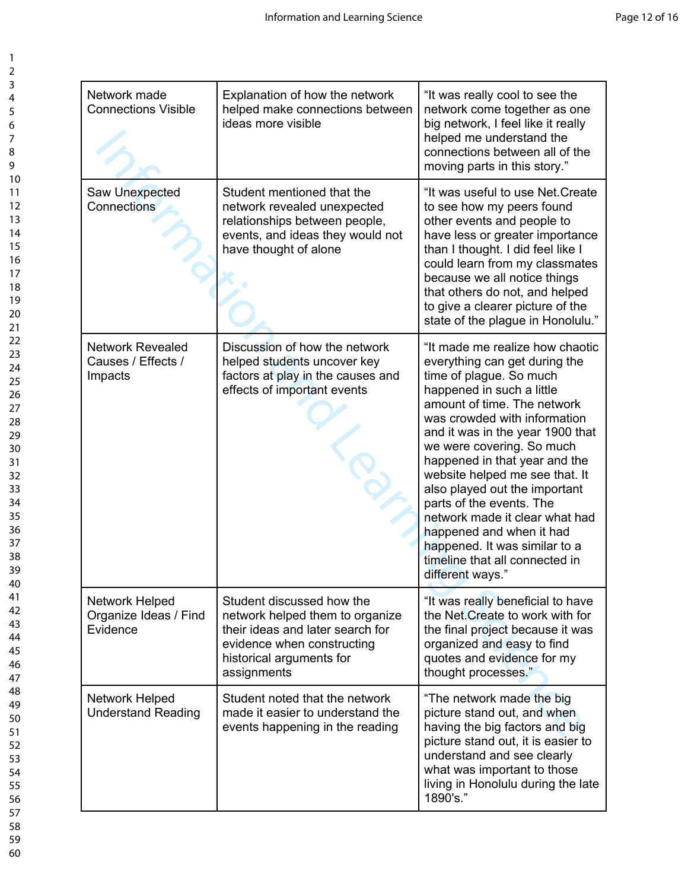| | | |
|---|---|---|
| Network made Connections Visible | Explanation of how the network helped make connections between ideas more visible | "It was really cool to see the network come together as one big network, I feel like it really helped me understand the connections between all of the moving parts in this story." |
| Saw Unexpected Connections | Student mentioned that the network revealed unexpected relationships between people, events, and ideas they would not have thought of alone | "It was useful to use Net.Create to see how my peers found other events and people to have less or greater importance than I thought. I did feel like I could learn from my classmates because we all notice things that others do not, and helped to give a clearer picture of the state of the plague in Honolulu." |
| Network Revealed Causes / Effects / Impacts | Discussion of how the network helped students uncover key factors at play in the causes and effects of important events | "It made me realize how chaotic everything can get during the time of plague. So much happened in such a little amount of time. The network was crowded with information and it was in the year 1900 that we were covering. So much happened in that year and the website helped me see that. It also played out the important parts of the events. The network made it clear what had happened and when it had happened. It was similar to a timeline that all connected in different ways." |
| Network Helped Organize Ideas / Find Evidence | Student discussed how the network helped them to organize their ideas and later search for evidence when constructing historical arguments for assignments | "It was really beneficial to have the Net.Create to work with for the final project because it was organized and easy to find quotes and evidence for my thought processes." |
| Network Helped Understand Reading | Student noted that the network made it easier to understand the events happening in the reading | "The network made the big picture stand out, and when having the big factors and big picture stand out, it is easier to understand and see clearly what was important to those living in Honolulu during the late 1890's." |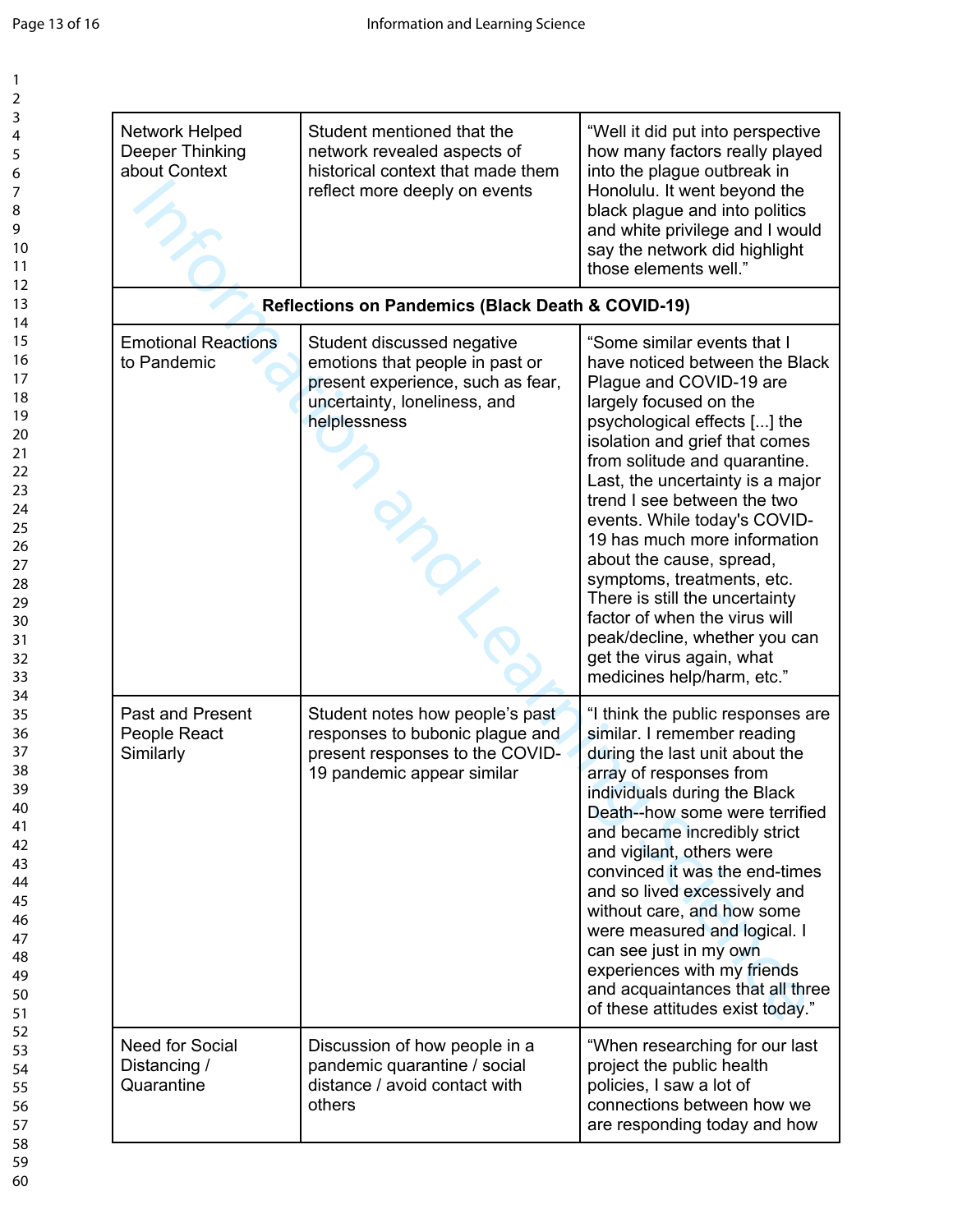| | | |
|---|---|---|
| Network Helped Deeper Thinking about Context | Student mentioned that the network revealed aspects of historical context that made them reflect more deeply on events | "Well it did put into perspective how many factors really played into the plague outbreak in Honolulu. It went beyond the black plague and into politics and white privilege and I would say the network did highlight those elements well." |
| **Reflections on Pandemics (Black Death & COVID-19)** | | |
| Emotional Reactions to Pandemic | Student discussed negative emotions that people in past or present experience, such as fear, uncertainty, loneliness, and helplessness | "Some similar events that I have noticed between the Black Plague and COVID-19 are largely focused on the psychological effects [...] the isolation and grief that comes from solitude and quarantine. Last, the uncertainty is a major trend I see between the two events. While today's COVID-19 has much more information about the cause, spread, symptoms, treatments, etc. There is still the uncertainty factor of when the virus will peak/decline, whether you can get the virus again, what medicines help/harm, etc." |
| Past and Present People React Similarly | Student notes how people's past responses to bubonic plague and present responses to the COVID-19 pandemic appear similar | "I think the public responses are similar. I remember reading during the last unit about the array of responses from individuals during the Black Death--how some were terrified and became incredibly strict and vigilant, others were convinced it was the end-times and so lived excessively and without care, and how some were measured and logical. I can see just in my own experiences with my friends and acquaintances that all three of these attitudes exist today." |
| Need for Social Distancing / Quarantine | Discussion of how people in a pandemic quarantine / social distance / avoid contact with others | "When researching for our last project the public health policies, I saw a lot of connections between how we are responding today and how |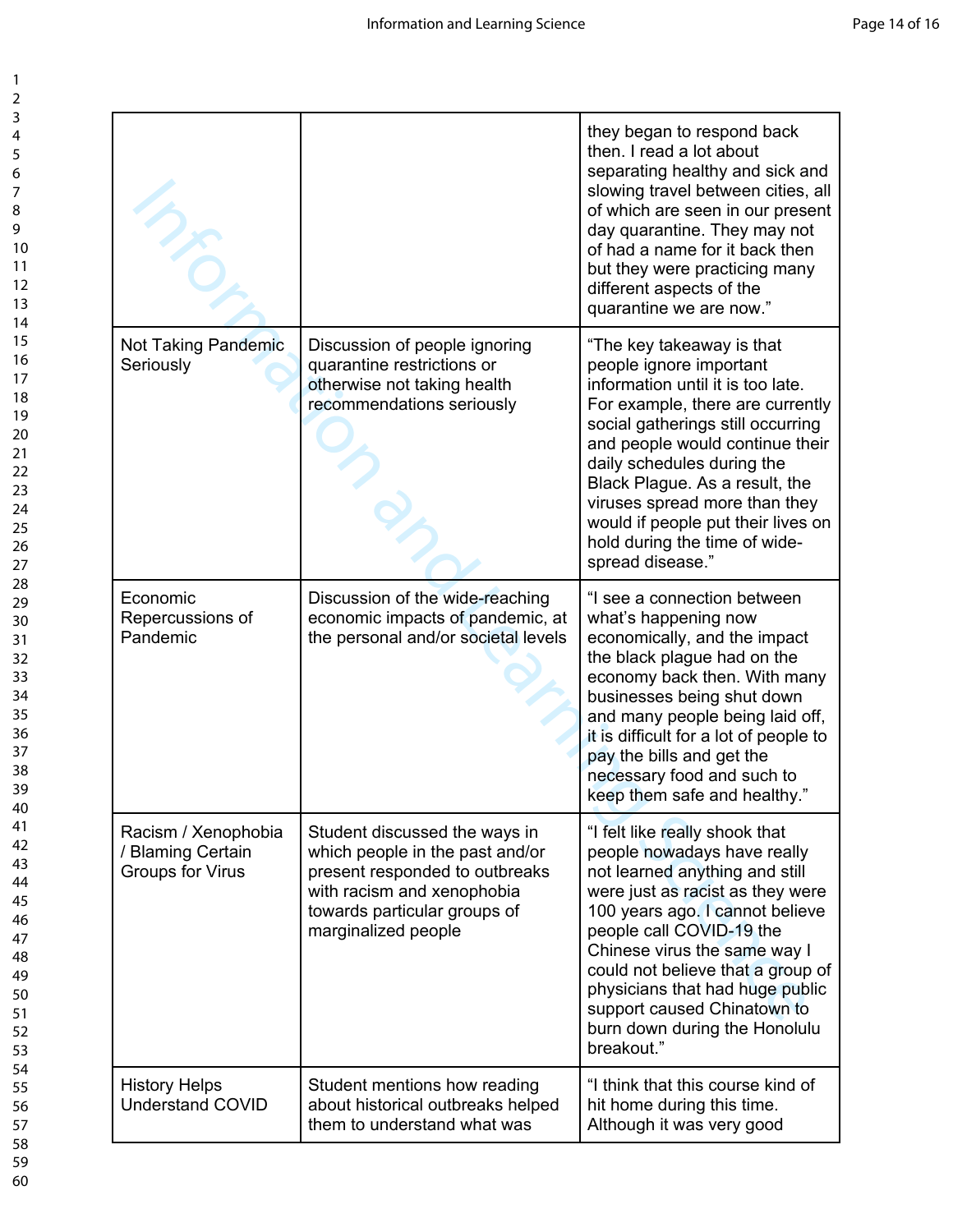| | | they began to respond back then. I read a lot about separating healthy and sick and slowing travel between cities, all of which are seen in our present day quarantine. They may not of had a name for it back then but they were practicing many different aspects of the quarantine we are now." |
|---|---|---|
| Not Taking Pandemic Seriously | Discussion of people ignoring quarantine restrictions or otherwise not taking health recommendations seriously | "The key takeaway is that people ignore important information until it is too late. For example, there are currently social gatherings still occurring and people would continue their daily schedules during the Black Plague. As a result, the viruses spread more than they would if people put their lives on hold during the time of wide-spread disease." |
| Economic Repercussions of Pandemic | Discussion of the wide-reaching economic impacts of pandemic, at the personal and/or societal levels | "I see a connection between what's happening now economically, and the impact the black plague had on the economy back then. With many businesses being shut down and many people being laid off, it is difficult for a lot of people to pay the bills and get the necessary food and such to keep them safe and healthy." |
| Racism / Xenophobia / Blaming Certain Groups for Virus | Student discussed the ways in which people in the past and/or present responded to outbreaks with racism and xenophobia towards particular groups of marginalized people | "I felt like really shook that people nowadays have really not learned anything and still were just as racist as they were 100 years ago. I cannot believe people call COVID-19 the Chinese virus the same way I could not believe that a group of physicians that had huge public support caused Chinatown to burn down during the Honolulu breakout." |
| History Helps Understand COVID | Student mentions how reading about historical outbreaks helped them to understand what was | "I think that this course kind of hit home during this time. Although it was very good |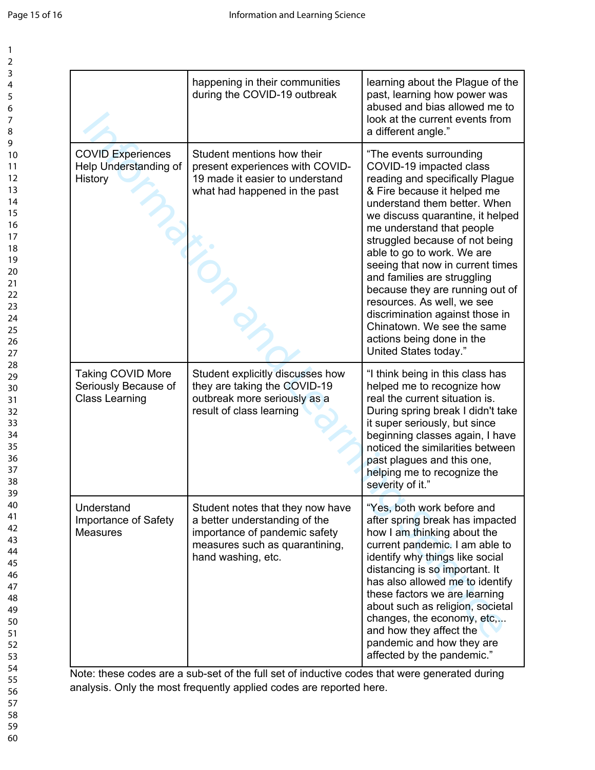| | | |
|---|---|---|
| | happening in their communities during the COVID-19 outbreak | learning about the Plague of the past, learning how power was abused and bias allowed me to look at the current events from a different angle." |
| COVID Experiences Help Understanding of History | Student mentions how their present experiences with COVID-19 made it easier to understand what had happened in the past | "The events surrounding COVID-19 impacted class reading and specifically Plague & Fire because it helped me understand them better. When we discuss quarantine, it helped me understand that people struggled because of not being able to go to work. We are seeing that now in current times and families are struggling because they are running out of resources. As well, we see discrimination against those in Chinatown. We see the same actions being done in the United States today." |
| Taking COVID More Seriously Because of Class Learning | Student explicitly discusses how they are taking the COVID-19 outbreak more seriously as a result of class learning | "I think being in this class has helped me to recognize how real the current situation is. During spring break I didn't take it super seriously, but since beginning classes again, I have noticed the similarities between past plagues and this one, helping me to recognize the severity of it." |
| Understand Importance of Safety Measures | Student notes that they now have a better understanding of the importance of pandemic safety measures such as quarantining, hand washing, etc. | "Yes, both work before and after spring break has impacted how I am thinking about the current pandemic. I am able to identify why things like social distancing is so important. It has also allowed me to identify these factors we are learning about such as religion, societal changes, the economy, etc,... and how they affect the pandemic and how they are affected by the pandemic." |

Note: these codes are a sub-set of the full set of inductive codes that were generated during analysis. Only the most frequently applied codes are reported here.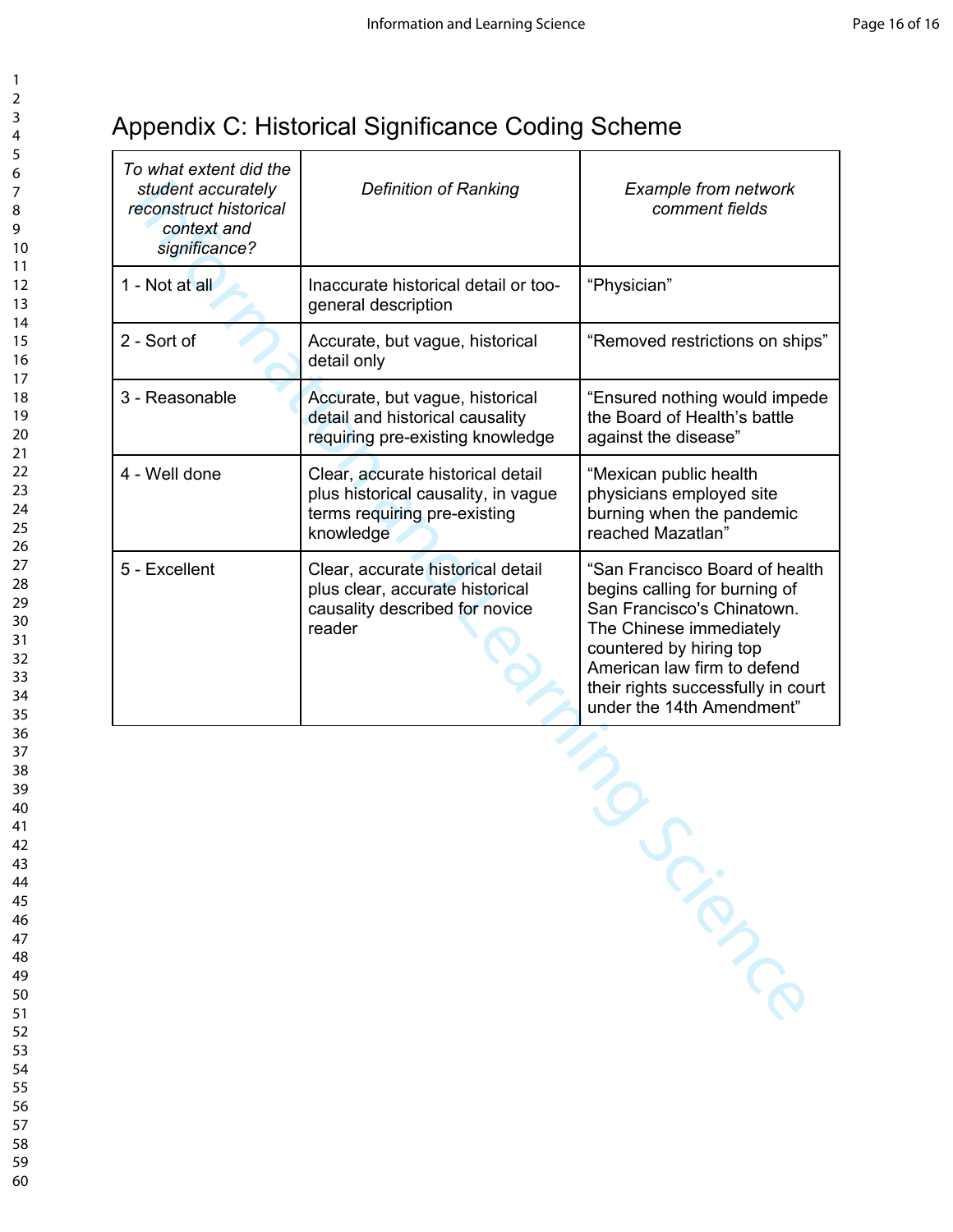# Appendix C: Historical Significance Coding Scheme

| *To what extent did the student accurately reconstruct historical context and significance?* | *Definition of Ranking* | *Example from network comment fields* |
| --- | --- | --- |
| 1 - Not at all | Inaccurate historical detail or too-general description | "Physician" |
| 2 - Sort of | Accurate, but vague, historical detail only | "Removed restrictions on ships" |
| 3 - Reasonable | Accurate, but vague, historical detail and historical causality requiring pre-existing knowledge | "Ensured nothing would impede the Board of Health's battle against the disease" |
| 4 - Well done | Clear, accurate historical detail plus historical causality, in vague terms requiring pre-existing knowledge | "Mexican public health physicians employed site burning when the pandemic reached Mazatlan" |
| 5 - Excellent | Clear, accurate historical detail plus clear, accurate historical causality described for novice reader | "San Francisco Board of health begins calling for burning of San Francisco's Chinatown. The Chinese immediately countered by hiring top American law firm to defend their rights successfully in court under the 14th Amendment" |